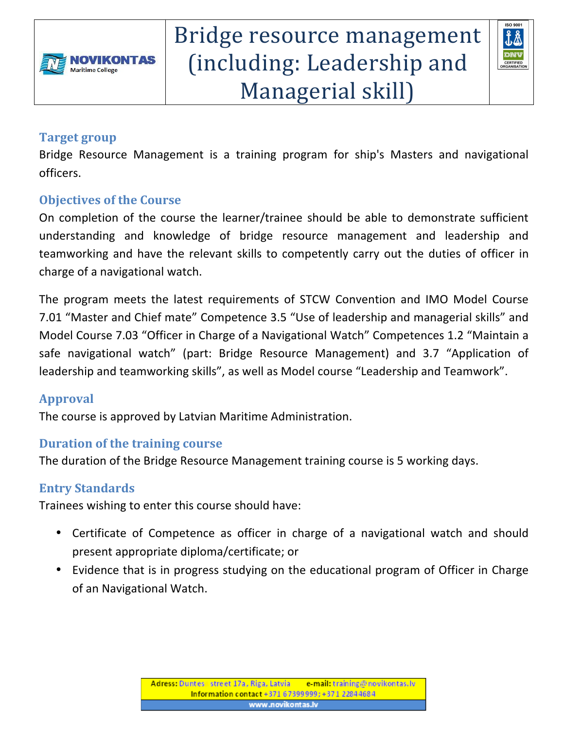NOVIKONTAS Maritime College

# Bridge resource management (including: Leadership and Managerial skill)

ISO 9001 DNV CERTIFIED ORGANISATION

## Target group

Bridge Resource Management is a training program for ship's Masters and navigational officers.

## Objectives of the Course

On completion of the course the learner/trainee should be able to demonstrate sufficient understanding and knowledge of bridge resource management and leadership and teamworking and have the relevant skills to competently carry out the duties of officer in charge of a navigational watch.

The program meets the latest requirements of STCW Convention and IMO Model Course 7.01 "Master and Chief mate" Competence 3.5 "Use of leadership and managerial skills" and Model Course 7.03 "Officer in Charge of a Navigational Watch" Competences 1.2 "Maintain a safe navigational watch" (part: Bridge Resource Management) and 3.7 "Application of leadership and teamworking skills", as well as Model course "Leadership and Teamwork".

## Approval

The course is approved by Latvian Maritime Administration.

## Duration of the training course

The duration of the Bridge Resource Management training course is 5 working days.

## Entry Standards

Trainees wishing to enter this course should have:

- Certificate of Competence as officer in charge of a navigational watch and should present appropriate diploma/certificate; or
- Evidence that is in progress studying on the educational program of Officer in Charge of an Navigational Watch.

Adress: Duntes street 17a, Riga, Latvia e-mail: training@novikontas.lv
Information contact +371 67399999; +371 22844684
www.novikontas.lv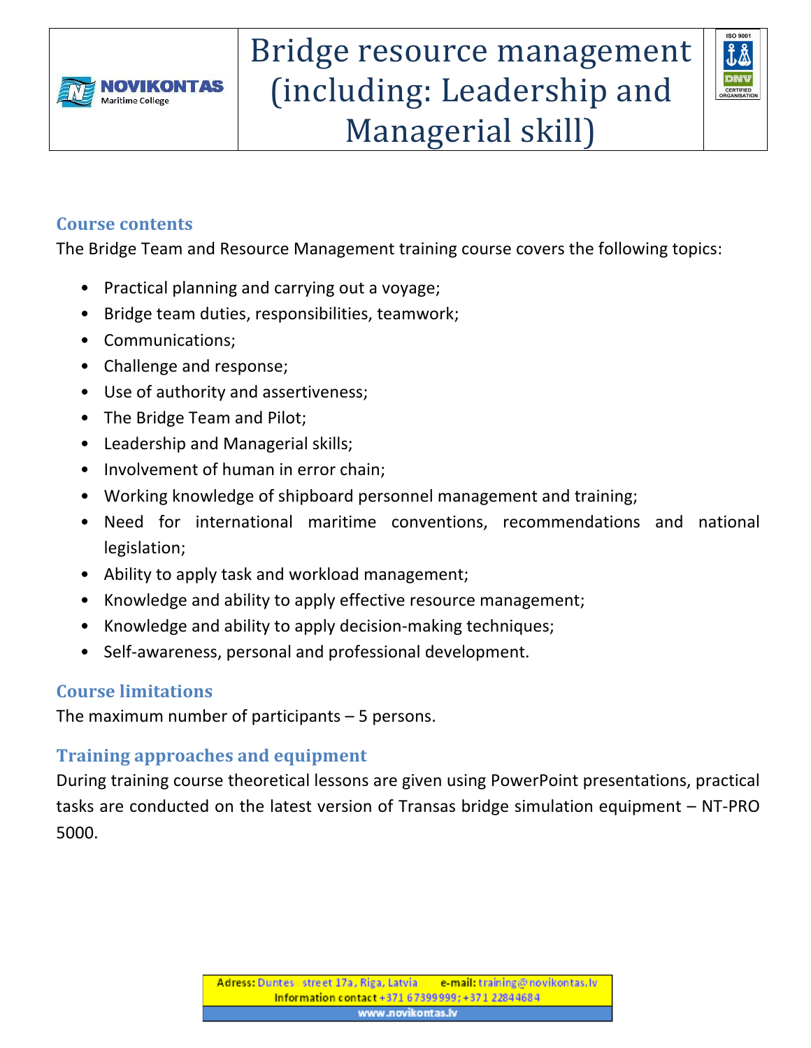# Bridge resource management (including: Leadership and Managerial skill)

## Course contents

The Bridge Team and Resource Management training course covers the following topics:

- Practical planning and carrying out a voyage;
- Bridge team duties, responsibilities, teamwork;
- Communications;
- Challenge and response;
- Use of authority and assertiveness;
- The Bridge Team and Pilot;
- Leadership and Managerial skills;
- Involvement of human in error chain;
- Working knowledge of shipboard personnel management and training;
- Need for international maritime conventions, recommendations and national legislation;
- Ability to apply task and workload management;
- Knowledge and ability to apply effective resource management;
- Knowledge and ability to apply decision-making techniques;
- Self-awareness, personal and professional development.

## Course limitations

The maximum number of participants – 5 persons.

## Training approaches and equipment

During training course theoretical lessons are given using PowerPoint presentations, practical tasks are conducted on the latest version of Transas bridge simulation equipment – NT-PRO 5000.